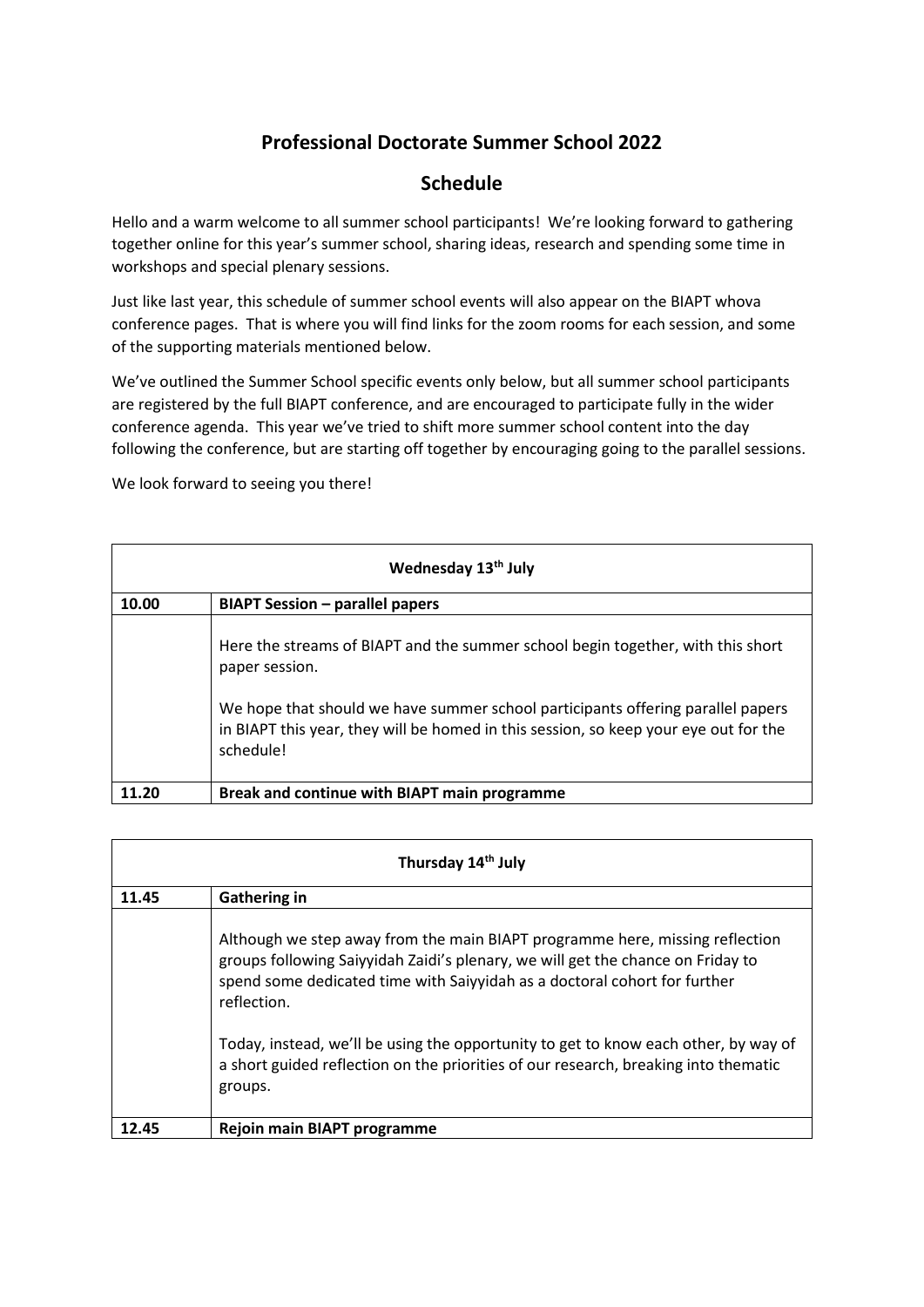# Professional Doctorate Summer School 2022

## Schedule

Hello and a warm welcome to all summer school participants! We're looking forward to gathering together online for this year's summer school, sharing ideas, research and spending some time in workshops and special plenary sessions.

Just like last year, this schedule of summer school events will also appear on the BIAPT whova conference pages. That is where you will find links for the zoom rooms for each session, and some of the supporting materials mentioned below.

We've outlined the Summer School specific events only below, but all summer school participants are registered by the full BIAPT conference, and are encouraged to participate fully in the wider conference agenda. This year we've tried to shift more summer school content into the day following the conference, but are starting off together by encouraging going to the parallel sessions.

We look forward to seeing you there!

| **Wednesday 13th July** | |
|---|---|
| **10.00** | **BIAPT Session – parallel papers** |
| | Here the streams of BIAPT and the summer school begin together, with this short paper session.<br><br>We hope that should we have summer school participants offering parallel papers in BIAPT this year, they will be homed in this session, so keep your eye out for the schedule! |
| **11.20** | **Break and continue with BIAPT main programme** |

| **Thursday 14th July** | |
|---|---|
| **11.45** | **Gathering in** |
| | Although we step away from the main BIAPT programme here, missing reflection groups following Saiyyidah Zaidi's plenary, we will get the chance on Friday to spend some dedicated time with Saiyyidah as a doctoral cohort for further reflection.<br><br>Today, instead, we'll be using the opportunity to get to know each other, by way of a short guided reflection on the priorities of our research, breaking into thematic groups. |
| **12.45** | **Rejoin main BIAPT programme** |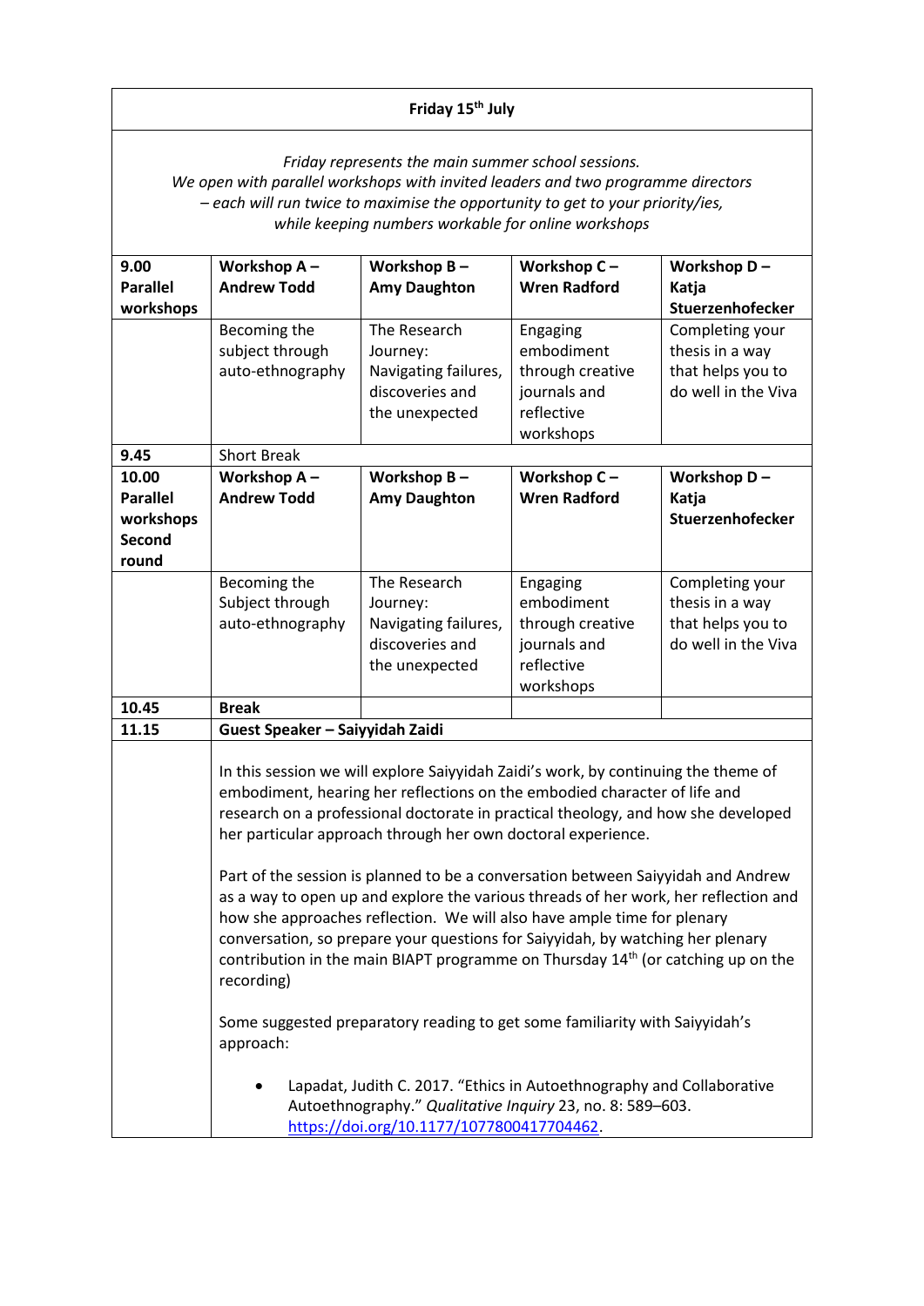| Friday 15th July | | | | |
|---|---|---|---|---|
| *Friday represents the main summer school sessions. We open with parallel workshops with invited leaders and two programme directors – each will run twice to maximise the opportunity to get to your priority/ies, while keeping numbers workable for online workshops* | | | | |
| **9.00 Parallel workshops** | **Workshop A – Andrew Todd** | **Workshop B – Amy Daughton** | **Workshop C – Wren Radford** | **Workshop D – Katja Stuerzenhofecker** |
| | Becoming the subject through auto-ethnography | The Research Journey: Navigating failures, discoveries and the unexpected | Engaging embodiment through creative journals and reflective workshops | Completing your thesis in a way that helps you to do well in the Viva |
| 9.45 | Short Break | | | |
| **10.00 Parallel workshops Second round** | **Workshop A – Andrew Todd** | **Workshop B – Amy Daughton** | **Workshop C – Wren Radford** | **Workshop D – Katja Stuerzenhofecker** |
| | Becoming the Subject through auto-ethnography | The Research Journey: Navigating failures, discoveries and the unexpected | Engaging embodiment through creative journals and reflective workshops | Completing your thesis in a way that helps you to do well in the Viva |
| **10.45** | **Break** | | | |
| **11.15** | **Guest Speaker – Saiyyidah Zaidi** | | | |
| | In this session we will explore Saiyyidah Zaidi's work, by continuing the theme of embodiment, hearing her reflections on the embodied character of life and research on a professional doctorate in practical theology, and how she developed her particular approach through her own doctoral experience.<br><br>Part of the session is planned to be a conversation between Saiyyidah and Andrew as a way to open up and explore the various threads of her work, her reflection and how she approaches reflection. We will also have ample time for plenary conversation, so prepare your questions for Saiyyidah, by watching her plenary contribution in the main BIAPT programme on Thursday 14th (or catching up on the recording)<br><br>Some suggested preparatory reading to get some familiarity with Saiyyidah's approach:<br><br>• Lapadat, Judith C. 2017. "Ethics in Autoethnography and Collaborative Autoethnography." *Qualitative Inquiry* 23, no. 8: 589–603. https://doi.org/10.1177/1077800417704462. | | | |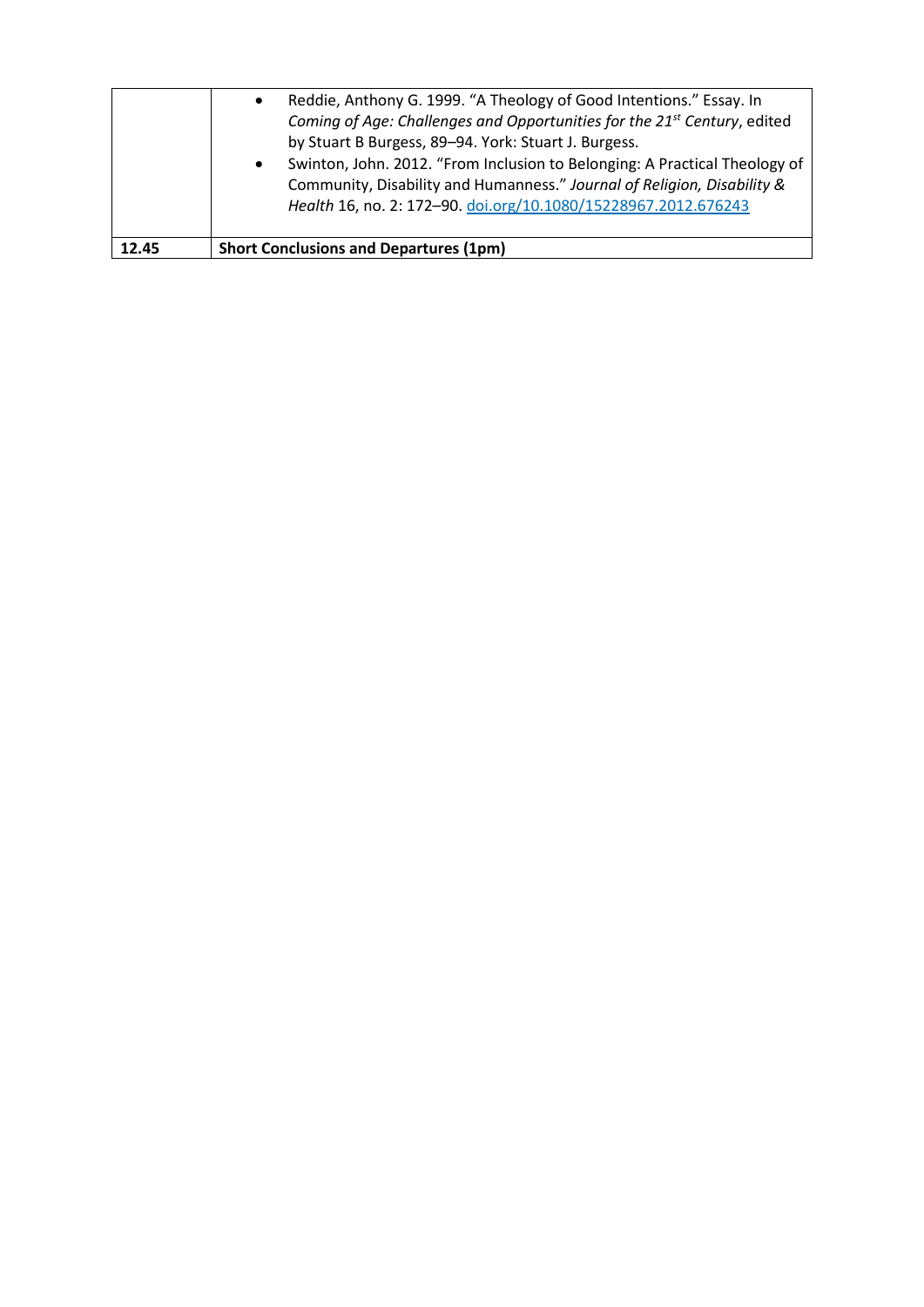| | |
|---|---|
| | • Reddie, Anthony G. 1999. "A Theology of Good Intentions." Essay. In *Coming of Age: Challenges and Opportunities for the 21st Century*, edited by Stuart B Burgess, 89–94. York: Stuart J. Burgess.<br>• Swinton, John. 2012. "From Inclusion to Belonging: A Practical Theology of Community, Disability and Humanness." *Journal of Religion, Disability & Health* 16, no. 2: 172–90. [doi.org/10.1080/15228967.2012.676243](https://doi.org/10.1080/15228967.2012.676243) |
| **12.45** | **Short Conclusions and Departures (1pm)** |